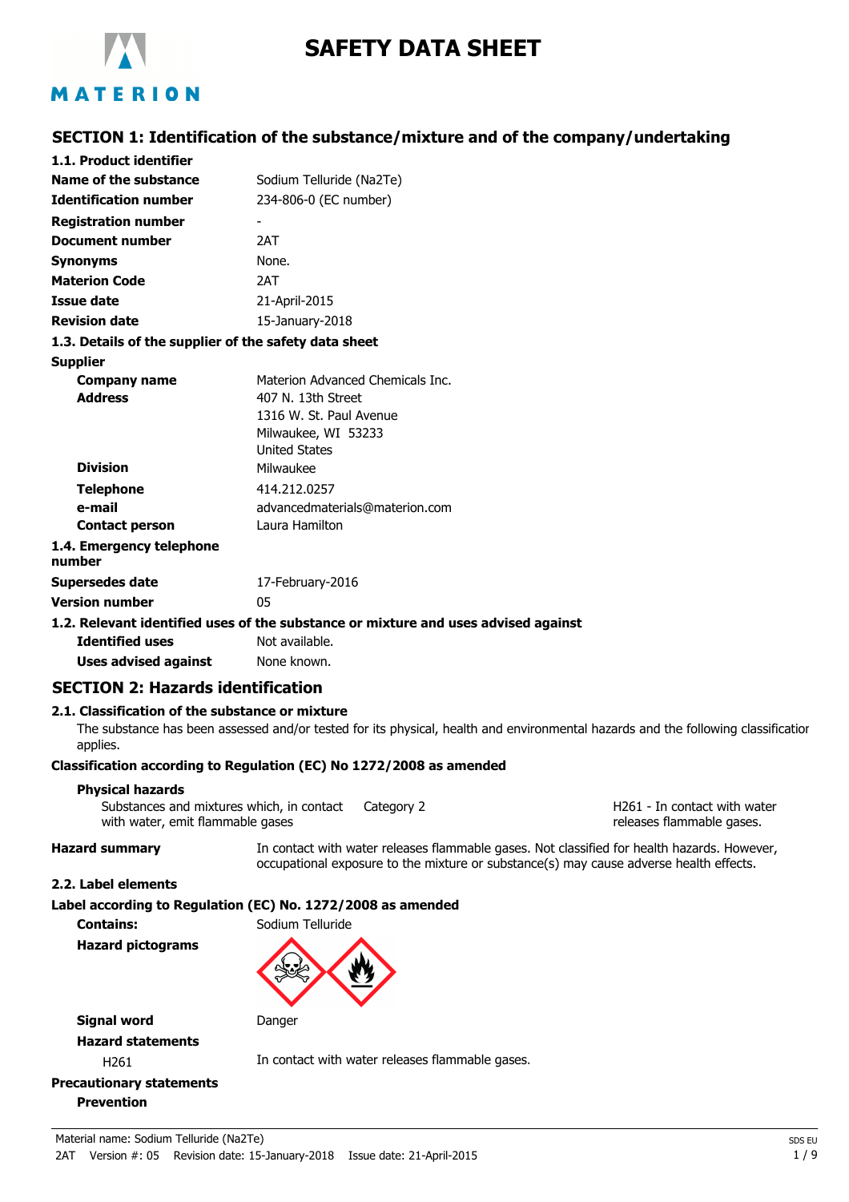# SAFETY DATA SHEET

## SECTION 1: Identification of the substance/mixture and of the company/undertaking

### 1.1. Product identifier

| | |
|---|---|
| **Name of the substance** | Sodium Telluride (Na2Te) |
| **Identification number** | 234-806-0 (EC number) |
| **Registration number** | - |
| **Document number** | 2AT |
| **Synonyms** | None. |
| **Materion Code** | 2AT |
| **Issue date** | 21-April-2015 |
| **Revision date** | 15-January-2018 |

### 1.3. Details of the supplier of the safety data sheet

**Supplier**

| | |
|---|---|
| **Company name** | Materion Advanced Chemicals Inc. |
| **Address** | 407 N. 13th Street<br>1316 W. St. Paul Avenue<br>Milwaukee, WI 53233<br>United States |
| **Division** | Milwaukee |
| **Telephone** | 414.212.0257 |
| **e-mail** | advancedmaterials@materion.com |
| **Contact person** | Laura Hamilton |

### 1.4. Emergency telephone number

| | |
|---|---|
| **Supersedes date** | 17-February-2016 |
| **Version number** | 05 |

### 1.2. Relevant identified uses of the substance or mixture and uses advised against

| | |
|---|---|
| **Identified uses** | Not available. |
| **Uses advised against** | None known. |

## SECTION 2: Hazards identification

### 2.1. Classification of the substance or mixture

The substance has been assessed and/or tested for its physical, health and environmental hazards and the following classification applies.

**Classification according to Regulation (EC) No 1272/2008 as amended**

**Physical hazards**

| | | |
|---|---|---|
| Substances and mixtures which, in contact with water, emit flammable gases | Category 2 | H261 - In contact with water releases flammable gases. |

**Hazard summary** In contact with water releases flammable gases. Not classified for health hazards. However, occupational exposure to the mixture or substance(s) may cause adverse health effects.

### 2.2. Label elements

**Label according to Regulation (EC) No. 1272/2008 as amended**

**Contains:** Sodium Telluride

**Hazard pictograms**

**Signal word** Danger

**Hazard statements**

H261 In contact with water releases flammable gases.

**Precautionary statements**

**Prevention**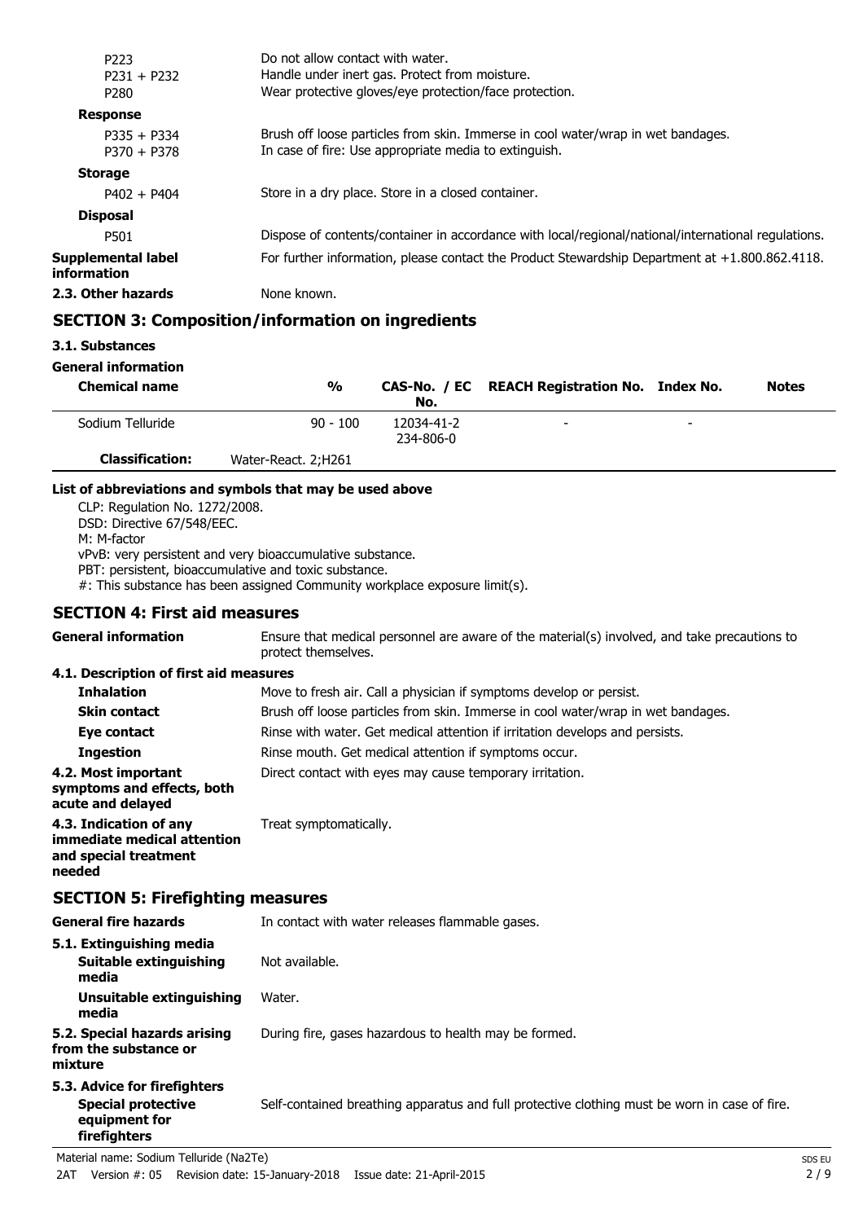| | |
|---|---|
| P223 | Do not allow contact with water. |
| P231 + P232 | Handle under inert gas. Protect from moisture. |
| P280 | Wear protective gloves/eye protection/face protection. |

**Response**

| | |
|---|---|
| P335 + P334 | Brush off loose particles from skin. Immerse in cool water/wrap in wet bandages. |
| P370 + P378 | In case of fire: Use appropriate media to extinguish. |

**Storage**

| | |
|---|---|
| P402 + P404 | Store in a dry place. Store in a closed container. |

**Disposal**

| | |
|---|---|
| P501 | Dispose of contents/container in accordance with local/regional/national/international regulations. |

**Supplemental label information** For further information, please contact the Product Stewardship Department at +1.800.862.4118.

**2.3. Other hazards** None known.

## SECTION 3: Composition/information on ingredients

### 3.1. Substances

**General information**

| Chemical name | % | CAS-No. / EC No. | REACH Registration No. | Index No. | Notes |
|---|---|---|---|---|---|
| Sodium Telluride | 90 - 100 | 12034-41-2 234-806-0 | - | - | |
| **Classification:** | Water-React. 2;H261 | | | | |

**List of abbreviations and symbols that may be used above**

CLP: Regulation No. 1272/2008.
DSD: Directive 67/548/EEC.
M: M-factor
vPvB: very persistent and very bioaccumulative substance.
PBT: persistent, bioaccumulative and toxic substance.
#: This substance has been assigned Community workplace exposure limit(s).

## SECTION 4: First aid measures

**General information** Ensure that medical personnel are aware of the material(s) involved, and take precautions to protect themselves.

### 4.1. Description of first aid measures

| | |
|---|---|
| **Inhalation** | Move to fresh air. Call a physician if symptoms develop or persist. |
| **Skin contact** | Brush off loose particles from skin. Immerse in cool water/wrap in wet bandages. |
| **Eye contact** | Rinse with water. Get medical attention if irritation develops and persists. |
| **Ingestion** | Rinse mouth. Get medical attention if symptoms occur. |

**4.2. Most important symptoms and effects, both acute and delayed** Direct contact with eyes may cause temporary irritation.

**4.3. Indication of any immediate medical attention and special treatment needed** Treat symptomatically.

## SECTION 5: Firefighting measures

**General fire hazards** In contact with water releases flammable gases.

### 5.1. Extinguishing media

| | |
|---|---|
| **Suitable extinguishing media** | Not available. |
| **Unsuitable extinguishing media** | Water. |

**5.2. Special hazards arising from the substance or mixture** During fire, gases hazardous to health may be formed.

### 5.3. Advice for firefighters

**Special protective equipment for firefighters** Self-contained breathing apparatus and full protective clothing must be worn in case of fire.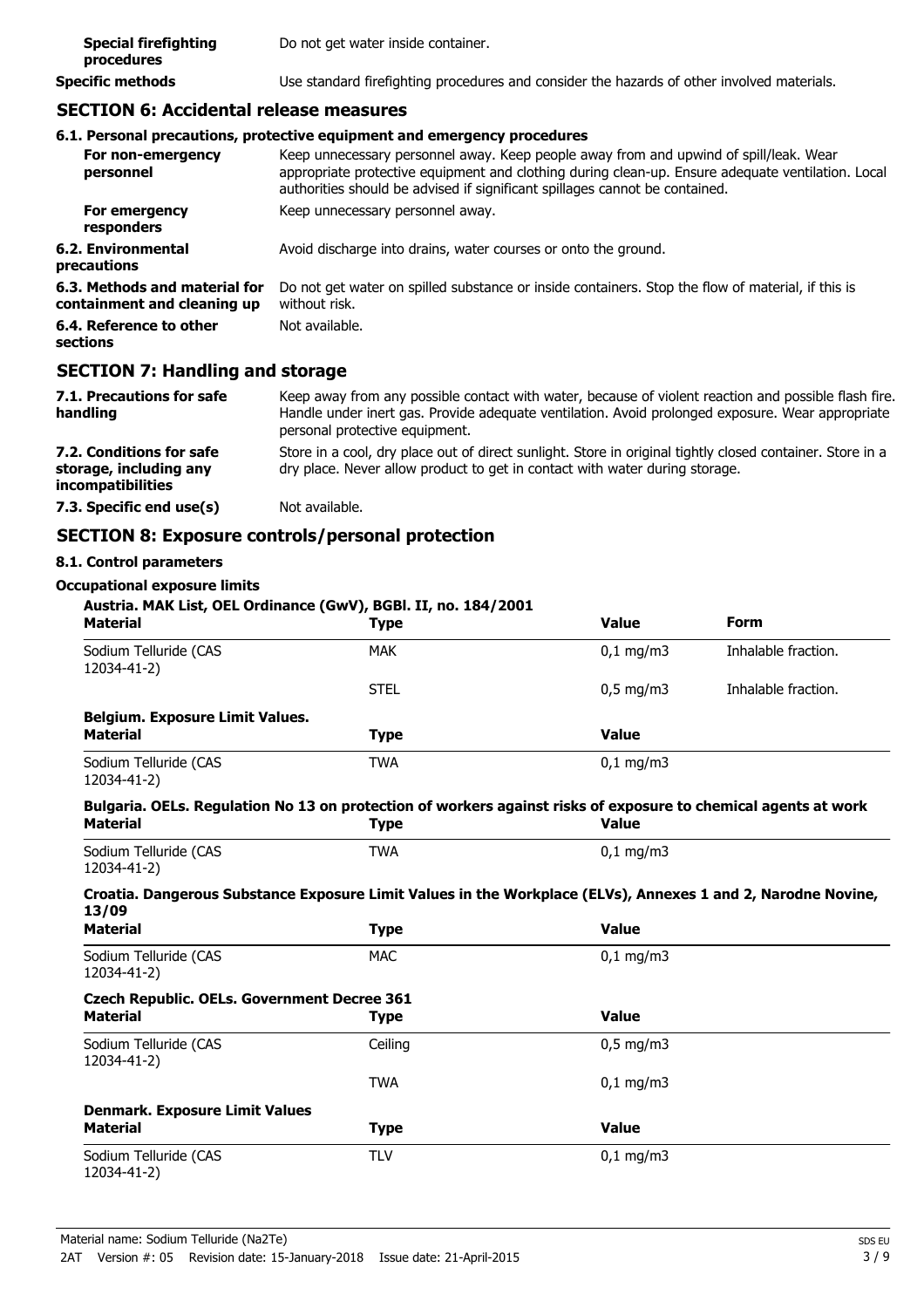| | |
|---|---|
| **Special firefighting procedures** | Do not get water inside container. |
| **Specific methods** | Use standard firefighting procedures and consider the hazards of other involved materials. |

## SECTION 6: Accidental release measures

### 6.1. Personal precautions, protective equipment and emergency procedures

| | |
|---|---|
| **For non-emergency personnel** | Keep unnecessary personnel away. Keep people away from and upwind of spill/leak. Wear appropriate protective equipment and clothing during clean-up. Ensure adequate ventilation. Local authorities should be advised if significant spillages cannot be contained. |
| **For emergency responders** | Keep unnecessary personnel away. |
| **6.2. Environmental precautions** | Avoid discharge into drains, water courses or onto the ground. |
| **6.3. Methods and material for containment and cleaning up** | Do not get water on spilled substance or inside containers. Stop the flow of material, if this is without risk. |
| **6.4. Reference to other sections** | Not available. |

## SECTION 7: Handling and storage

| | |
|---|---|
| **7.1. Precautions for safe handling** | Keep away from any possible contact with water, because of violent reaction and possible flash fire. Handle under inert gas. Provide adequate ventilation. Avoid prolonged exposure. Wear appropriate personal protective equipment. |
| **7.2. Conditions for safe storage, including any incompatibilities** | Store in a cool, dry place out of direct sunlight. Store in original tightly closed container. Store in a dry place. Never allow product to get in contact with water during storage. |
| **7.3. Specific end use(s)** | Not available. |

## SECTION 8: Exposure controls/personal protection

### 8.1. Control parameters

**Occupational exposure limits**

**Austria. MAK List, OEL Ordinance (GwV), BGBl. II, no. 184/2001**

| Material | Type | Value | Form |
|---|---|---|---|
| Sodium Telluride (CAS 12034-41-2) | MAK | 0,1 mg/m3 | Inhalable fraction. |
| | STEL | 0,5 mg/m3 | Inhalable fraction. |

**Belgium. Exposure Limit Values.**

| Material | Type | Value |
|---|---|---|
| Sodium Telluride (CAS 12034-41-2) | TWA | 0,1 mg/m3 |

**Bulgaria. OELs. Regulation No 13 on protection of workers against risks of exposure to chemical agents at work**

| Material | Type | Value |
|---|---|---|
| Sodium Telluride (CAS 12034-41-2) | TWA | 0,1 mg/m3 |

**Croatia. Dangerous Substance Exposure Limit Values in the Workplace (ELVs), Annexes 1 and 2, Narodne Novine, 13/09**

| Material | Type | Value |
|---|---|---|
| Sodium Telluride (CAS 12034-41-2) | MAC | 0,1 mg/m3 |

**Czech Republic. OELs. Government Decree 361**

| Material | Type | Value |
|---|---|---|
| Sodium Telluride (CAS 12034-41-2) | Ceiling | 0,5 mg/m3 |
| | TWA | 0,1 mg/m3 |

**Denmark. Exposure Limit Values**

| Material | Type | Value |
|---|---|---|
| Sodium Telluride (CAS 12034-41-2) | TLV | 0,1 mg/m3 |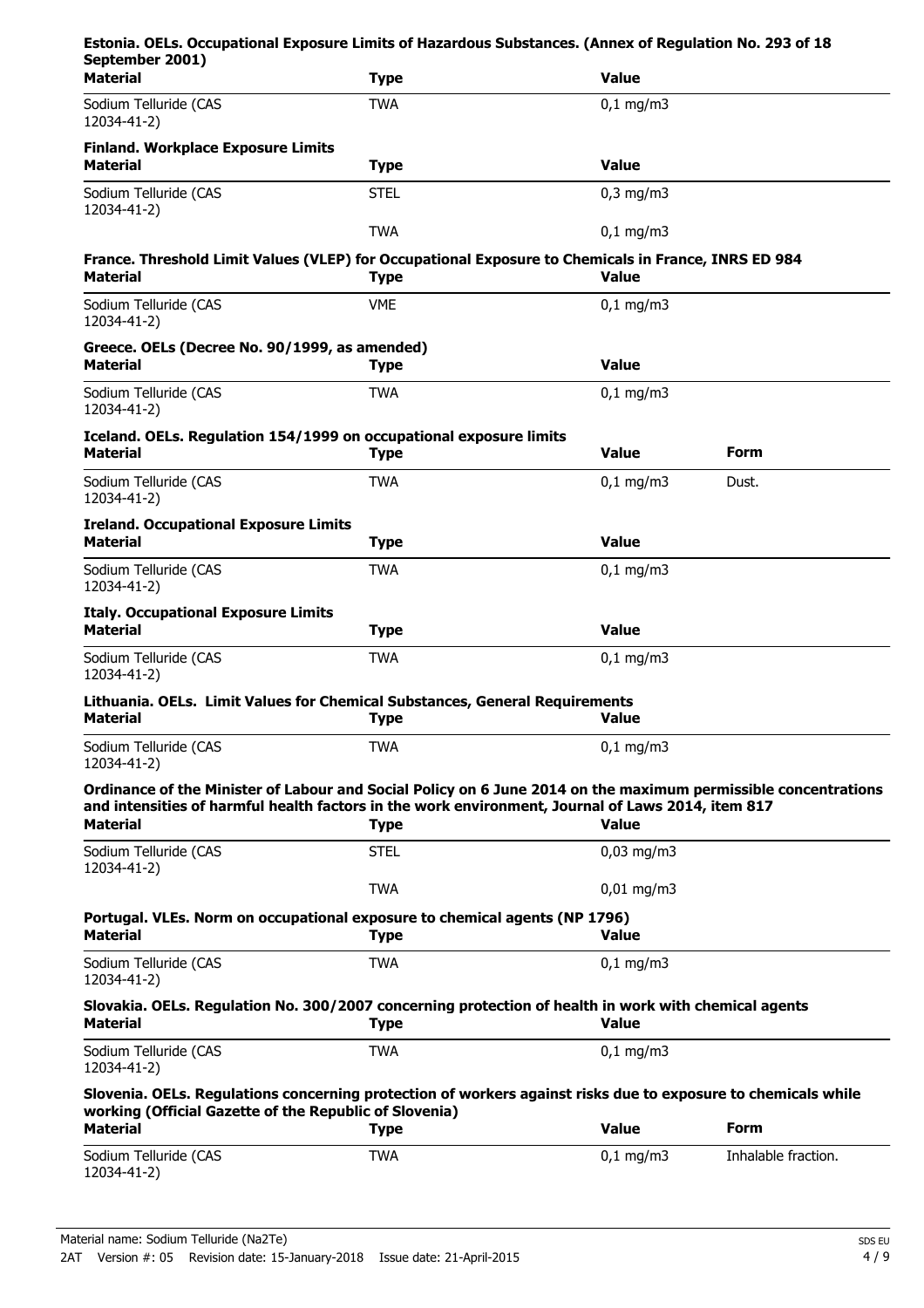**Estonia. OELs. Occupational Exposure Limits of Hazardous Substances. (Annex of Regulation No. 293 of 18 September 2001)**

| Material | Type | Value |
|---|---|---|
| Sodium Telluride (CAS 12034-41-2) | TWA | 0,1 mg/m3 |

**Finland. Workplace Exposure Limits**

| Material | Type | Value |
|---|---|---|
| Sodium Telluride (CAS 12034-41-2) | STEL | 0,3 mg/m3 |
| | TWA | 0,1 mg/m3 |

**France. Threshold Limit Values (VLEP) for Occupational Exposure to Chemicals in France, INRS ED 984**

| Material | Type | Value |
|---|---|---|
| Sodium Telluride (CAS 12034-41-2) | VME | 0,1 mg/m3 |

**Greece. OELs (Decree No. 90/1999, as amended)**

| Material | Type | Value |
|---|---|---|
| Sodium Telluride (CAS 12034-41-2) | TWA | 0,1 mg/m3 |

**Iceland. OELs. Regulation 154/1999 on occupational exposure limits**

| Material | Type | Value | Form |
|---|---|---|---|
| Sodium Telluride (CAS 12034-41-2) | TWA | 0,1 mg/m3 | Dust. |

**Ireland. Occupational Exposure Limits**

| Material | Type | Value |
|---|---|---|
| Sodium Telluride (CAS 12034-41-2) | TWA | 0,1 mg/m3 |

**Italy. Occupational Exposure Limits**

| Material | Type | Value |
|---|---|---|
| Sodium Telluride (CAS 12034-41-2) | TWA | 0,1 mg/m3 |

**Lithuania. OELs. Limit Values for Chemical Substances, General Requirements**

| Material | Type | Value |
|---|---|---|
| Sodium Telluride (CAS 12034-41-2) | TWA | 0,1 mg/m3 |

**Ordinance of the Minister of Labour and Social Policy on 6 June 2014 on the maximum permissible concentrations and intensities of harmful health factors in the work environment, Journal of Laws 2014, item 817**

| Material | Type | Value |
|---|---|---|
| Sodium Telluride (CAS 12034-41-2) | STEL | 0,03 mg/m3 |
| | TWA | 0,01 mg/m3 |

**Portugal. VLEs. Norm on occupational exposure to chemical agents (NP 1796)**

| Material | Type | Value |
|---|---|---|
| Sodium Telluride (CAS 12034-41-2) | TWA | 0,1 mg/m3 |

**Slovakia. OELs. Regulation No. 300/2007 concerning protection of health in work with chemical agents**

| Material | Type | Value |
|---|---|---|
| Sodium Telluride (CAS 12034-41-2) | TWA | 0,1 mg/m3 |

**Slovenia. OELs. Regulations concerning protection of workers against risks due to exposure to chemicals while working (Official Gazette of the Republic of Slovenia)**

| Material | Type | Value | Form |
|---|---|---|---|
| Sodium Telluride (CAS 12034-41-2) | TWA | 0,1 mg/m3 | Inhalable fraction. |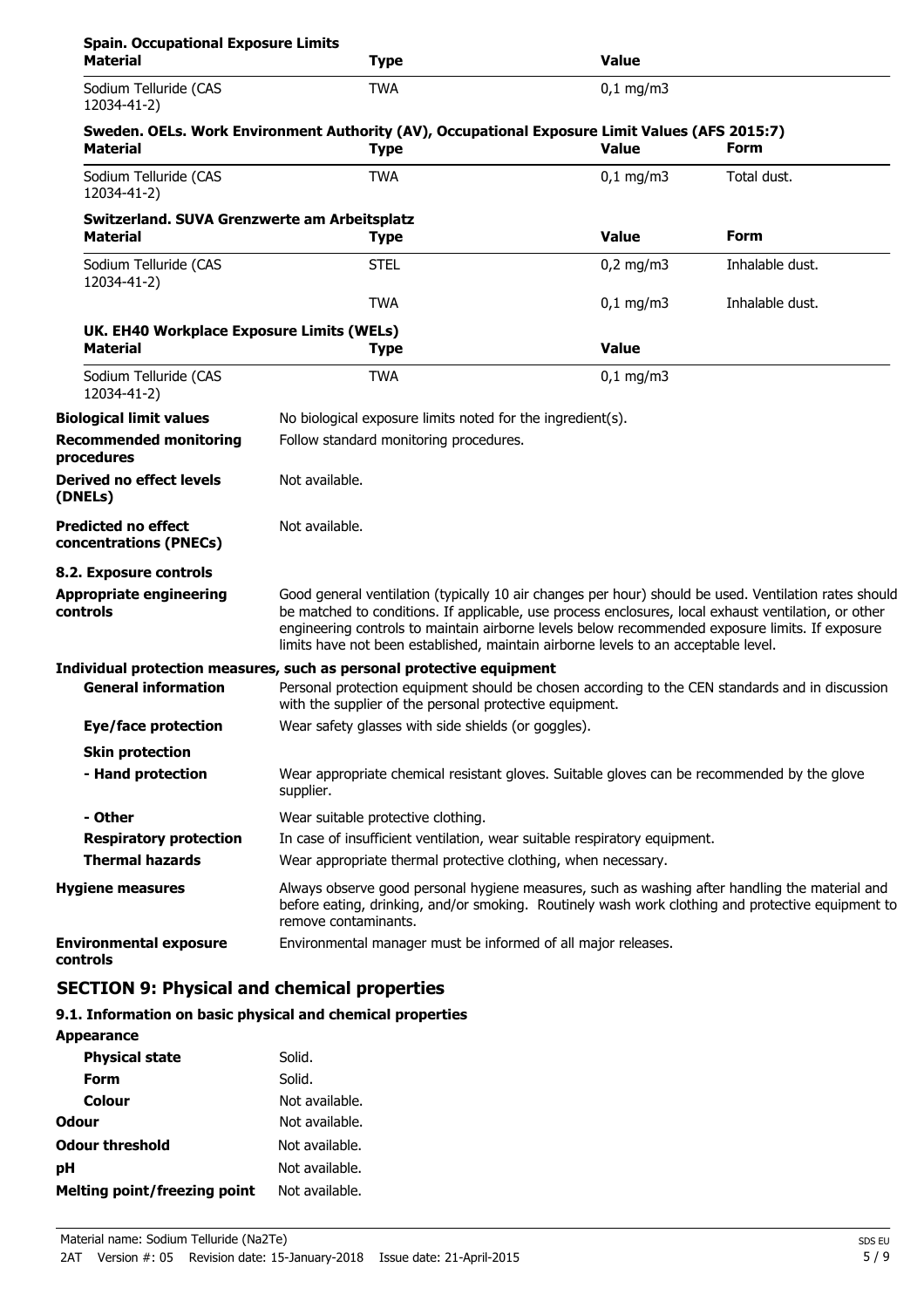**Spain. Occupational Exposure Limits**

| Material | Type | Value |
|---|---|---|
| Sodium Telluride (CAS 12034-41-2) | TWA | 0,1 mg/m3 |

**Sweden. OELs. Work Environment Authority (AV), Occupational Exposure Limit Values (AFS 2015:7)**

| Material | Type | Value | Form |
|---|---|---|---|
| Sodium Telluride (CAS 12034-41-2) | TWA | 0,1 mg/m3 | Total dust. |

**Switzerland. SUVA Grenzwerte am Arbeitsplatz**

| Material | Type | Value | Form |
|---|---|---|---|
| Sodium Telluride (CAS 12034-41-2) | STEL | 0,2 mg/m3 | Inhalable dust. |
| | TWA | 0,1 mg/m3 | Inhalable dust. |

**UK. EH40 Workplace Exposure Limits (WELs)**

| Material | Type | Value |
|---|---|---|
| Sodium Telluride (CAS 12034-41-2) | TWA | 0,1 mg/m3 |

**Biological limit values** No biological exposure limits noted for the ingredient(s).

**Recommended monitoring procedures** Follow standard monitoring procedures.

**Derived no effect levels (DNELs)** Not available.

**Predicted no effect concentrations (PNECs)** Not available.

**8.2. Exposure controls**

**Appropriate engineering controls** Good general ventilation (typically 10 air changes per hour) should be used. Ventilation rates should be matched to conditions. If applicable, use process enclosures, local exhaust ventilation, or other engineering controls to maintain airborne levels below recommended exposure limits. If exposure limits have not been established, maintain airborne levels to an acceptable level.

**Individual protection measures, such as personal protective equipment**

**General information** Personal protection equipment should be chosen according to the CEN standards and in discussion with the supplier of the personal protective equipment.

**Eye/face protection** Wear safety glasses with side shields (or goggles).

**Skin protection**

**- Hand protection** Wear appropriate chemical resistant gloves. Suitable gloves can be recommended by the glove supplier.

**- Other** Wear suitable protective clothing.

**Respiratory protection** In case of insufficient ventilation, wear suitable respiratory equipment.

**Thermal hazards** Wear appropriate thermal protective clothing, when necessary.

**Hygiene measures** Always observe good personal hygiene measures, such as washing after handling the material and before eating, drinking, and/or smoking. Routinely wash work clothing and protective equipment to remove contaminants.

**Environmental exposure controls** Environmental manager must be informed of all major releases.

## SECTION 9: Physical and chemical properties

**9.1. Information on basic physical and chemical properties**

**Appearance**

**Physical state** Solid.

**Form** Solid.

**Colour** Not available.

**Odour** Not available.

**Odour threshold** Not available.

**pH** Not available.

**Melting point/freezing point** Not available.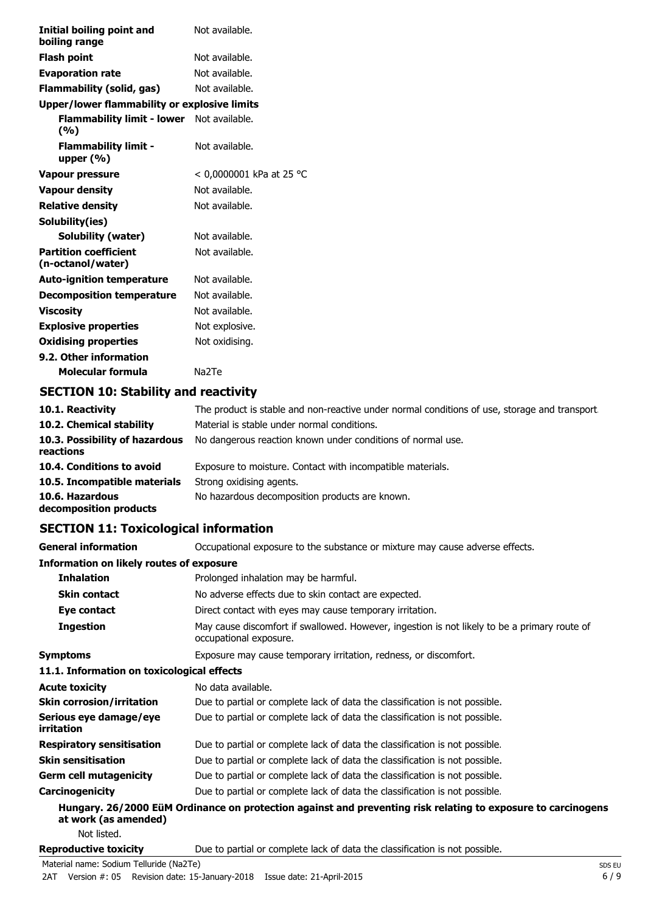| | |
|---|---|
| **Initial boiling point and boiling range** | Not available. |
| **Flash point** | Not available. |
| **Evaporation rate** | Not available. |
| **Flammability (solid, gas)** | Not available. |
| **Upper/lower flammability or explosive limits** | |
| **Flammability limit - lower (%)** | Not available. |
| **Flammability limit - upper (%)** | Not available. |
| **Vapour pressure** | < 0,0000001 kPa at 25 °C |
| **Vapour density** | Not available. |
| **Relative density** | Not available. |
| **Solubility(ies)** | |
| **Solubility (water)** | Not available. |
| **Partition coefficient (n-octanol/water)** | Not available. |
| **Auto-ignition temperature** | Not available. |
| **Decomposition temperature** | Not available. |
| **Viscosity** | Not available. |
| **Explosive properties** | Not explosive. |
| **Oxidising properties** | Not oxidising. |
| **9.2. Other information** | |
| **Molecular formula** | $Na_2Te$ |

## SECTION 10: Stability and reactivity

| | |
|---|---|
| **10.1. Reactivity** | The product is stable and non-reactive under normal conditions of use, storage and transport. |
| **10.2. Chemical stability** | Material is stable under normal conditions. |
| **10.3. Possibility of hazardous reactions** | No dangerous reaction known under conditions of normal use. |
| **10.4. Conditions to avoid** | Exposure to moisture. Contact with incompatible materials. |
| **10.5. Incompatible materials** | Strong oxidising agents. |
| **10.6. Hazardous decomposition products** | No hazardous decomposition products are known. |

## SECTION 11: Toxicological information

| | |
|---|---|
| **General information** | Occupational exposure to the substance or mixture may cause adverse effects. |
| **Information on likely routes of exposure** | |
| **Inhalation** | Prolonged inhalation may be harmful. |
| **Skin contact** | No adverse effects due to skin contact are expected. |
| **Eye contact** | Direct contact with eyes may cause temporary irritation. |
| **Ingestion** | May cause discomfort if swallowed. However, ingestion is not likely to be a primary route of occupational exposure. |
| **Symptoms** | Exposure may cause temporary irritation, redness, or discomfort. |
| **11.1. Information on toxicological effects** | |
| **Acute toxicity** | No data available. |
| **Skin corrosion/irritation** | Due to partial or complete lack of data the classification is not possible. |
| **Serious eye damage/eye irritation** | Due to partial or complete lack of data the classification is not possible. |
| **Respiratory sensitisation** | Due to partial or complete lack of data the classification is not possible. |
| **Skin sensitisation** | Due to partial or complete lack of data the classification is not possible. |
| **Germ cell mutagenicity** | Due to partial or complete lack of data the classification is not possible. |
| **Carcinogenicity** | Due to partial or complete lack of data the classification is not possible. |

**Hungary. 26/2000 EüM Ordinance on protection against and preventing risk relating to exposure to carcinogens at work (as amended)**

Not listed.

| | |
|---|---|
| **Reproductive toxicity** | Due to partial or complete lack of data the classification is not possible. |

Material name: Sodium Telluride (Na2Te)

2AT Version #: 05 Revision date: 15-January-2018 Issue date: 21-April-2015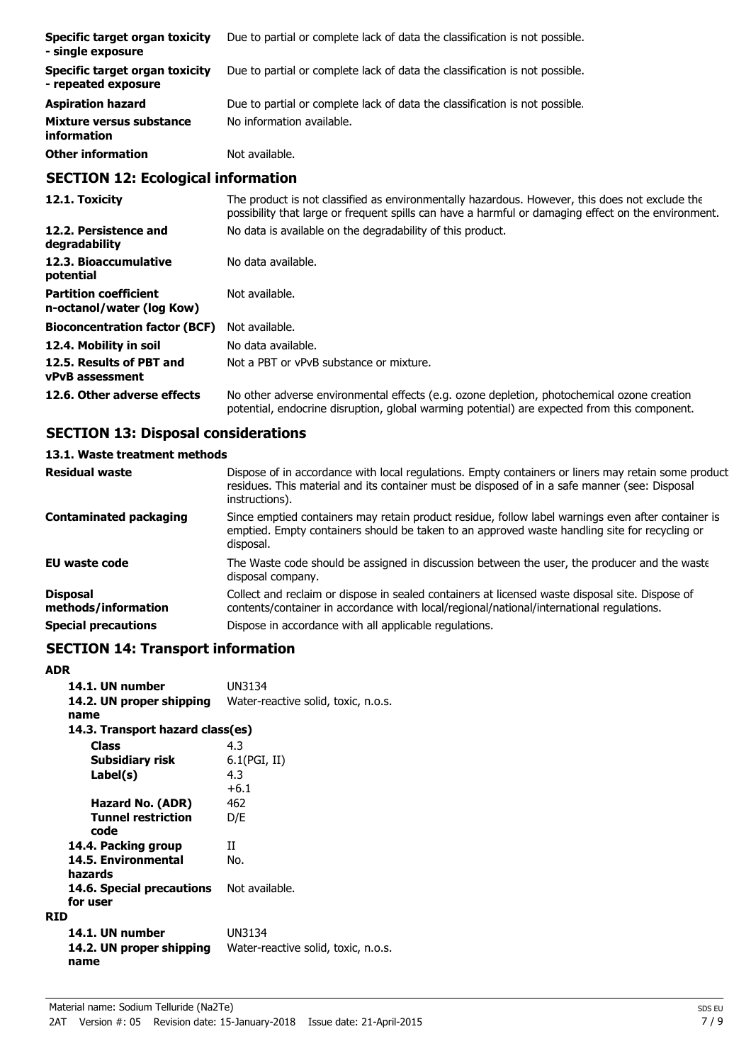| | |
|---|---|
| **Specific target organ toxicity - single exposure** | Due to partial or complete lack of data the classification is not possible. |
| **Specific target organ toxicity - repeated exposure** | Due to partial or complete lack of data the classification is not possible. |
| **Aspiration hazard** | Due to partial or complete lack of data the classification is not possible. |
| **Mixture versus substance information** | No information available. |
| **Other information** | Not available. |

## SECTION 12: Ecological information

| | |
|---|---|
| **12.1. Toxicity** | The product is not classified as environmentally hazardous. However, this does not exclude the possibility that large or frequent spills can have a harmful or damaging effect on the environment. |
| **12.2. Persistence and degradability** | No data is available on the degradability of this product. |
| **12.3. Bioaccumulative potential** | No data available. |
| **Partition coefficient n-octanol/water (log Kow)** | Not available. |
| **Bioconcentration factor (BCF)** | Not available. |
| **12.4. Mobility in soil** | No data available. |
| **12.5. Results of PBT and vPvB assessment** | Not a PBT or vPvB substance or mixture. |
| **12.6. Other adverse effects** | No other adverse environmental effects (e.g. ozone depletion, photochemical ozone creation potential, endocrine disruption, global warming potential) are expected from this component. |

## SECTION 13: Disposal considerations

### 13.1. Waste treatment methods

| | |
|---|---|
| **Residual waste** | Dispose of in accordance with local regulations. Empty containers or liners may retain some product residues. This material and its container must be disposed of in a safe manner (see: Disposal instructions). |
| **Contaminated packaging** | Since emptied containers may retain product residue, follow label warnings even after container is emptied. Empty containers should be taken to an approved waste handling site for recycling or disposal. |
| **EU waste code** | The Waste code should be assigned in discussion between the user, the producer and the waste disposal company. |
| **Disposal methods/information** | Collect and reclaim or dispose in sealed containers at licensed waste disposal site. Dispose of contents/container in accordance with local/regional/national/international regulations. |
| **Special precautions** | Dispose in accordance with all applicable regulations. |

## SECTION 14: Transport information

**ADR**

| | |
|---|---|
| **14.1. UN number** | UN3134 |
| **14.2. UN proper shipping name** | Water-reactive solid, toxic, n.o.s. |
| **14.3. Transport hazard class(es)** | |
| **Class** | 4.3 |
| **Subsidiary risk** | 6.1(PGI, II) |
| **Label(s)** | 4.3<br>+6.1 |
| **Hazard No. (ADR)** | 462 |
| **Tunnel restriction code** | D/E |
| **14.4. Packing group** | II |
| **14.5. Environmental hazards** | No. |
| **14.6. Special precautions for user** | Not available. |

**RID**

| | |
|---|---|
| **14.1. UN number** | UN3134 |
| **14.2. UN proper shipping name** | Water-reactive solid, toxic, n.o.s. |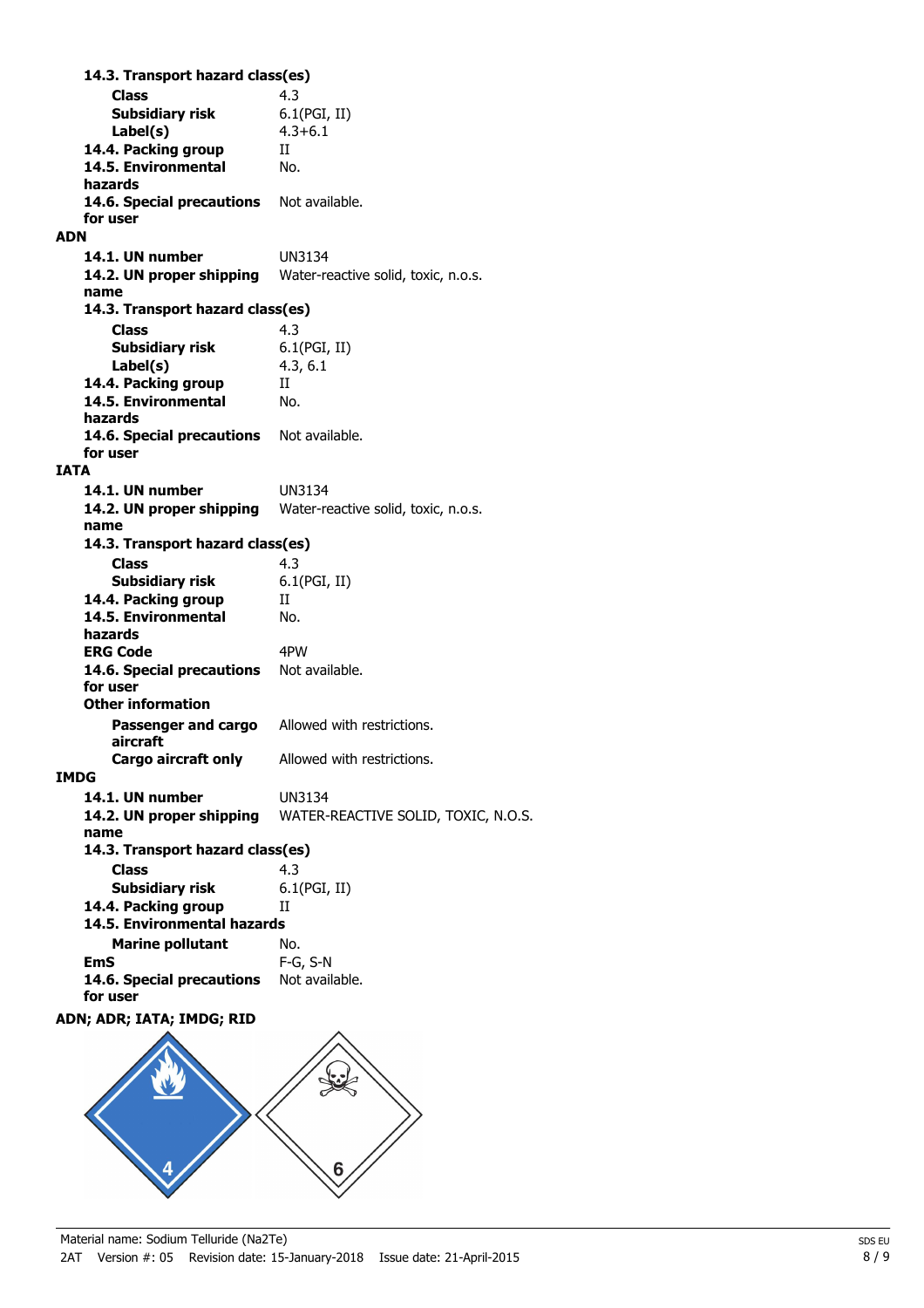**14.3. Transport hazard class(es)**

| | |
|---|---|
| **Class** | 4.3 |
| **Subsidiary risk** | 6.1(PGI, II) |
| **Label(s)** | 4.3+6.1 |
| **14.4. Packing group** | II |
| **14.5. Environmental hazards** | No. |
| **14.6. Special precautions for user** | Not available. |

**ADN**

| | |
|---|---|
| **14.1. UN number** | UN3134 |
| **14.2. UN proper shipping name** | Water-reactive solid, toxic, n.o.s. |
| **14.3. Transport hazard class(es)** | |
| **Class** | 4.3 |
| **Subsidiary risk** | 6.1(PGI, II) |
| **Label(s)** | 4.3, 6.1 |
| **14.4. Packing group** | II |
| **14.5. Environmental hazards** | No. |
| **14.6. Special precautions for user** | Not available. |

**IATA**

| | |
|---|---|
| **14.1. UN number** | UN3134 |
| **14.2. UN proper shipping name** | Water-reactive solid, toxic, n.o.s. |
| **14.3. Transport hazard class(es)** | |
| **Class** | 4.3 |
| **Subsidiary risk** | 6.1(PGI, II) |
| **14.4. Packing group** | II |
| **14.5. Environmental hazards** | No. |
| **ERG Code** | 4PW |
| **14.6. Special precautions for user** | Not available. |
| **Other information** | |
| **Passenger and cargo aircraft** | Allowed with restrictions. |
| **Cargo aircraft only** | Allowed with restrictions. |

**IMDG**

| | |
|---|---|
| **14.1. UN number** | UN3134 |
| **14.2. UN proper shipping name** | WATER-REACTIVE SOLID, TOXIC, N.O.S. |
| **14.3. Transport hazard class(es)** | |
| **Class** | 4.3 |
| **Subsidiary risk** | 6.1(PGI, II) |
| **14.4. Packing group** | II |
| **14.5. Environmental hazards** | |
| **Marine pollutant** | No. |
| **EmS** | F-G, S-N |
| **14.6. Special precautions for user** | Not available. |

**ADN; ADR; IATA; IMDG; RID**

Material name: Sodium Telluride ($Na_2Te$)

2AT Version #: 05 Revision date: 15-January-2018 Issue date: 21-April-2015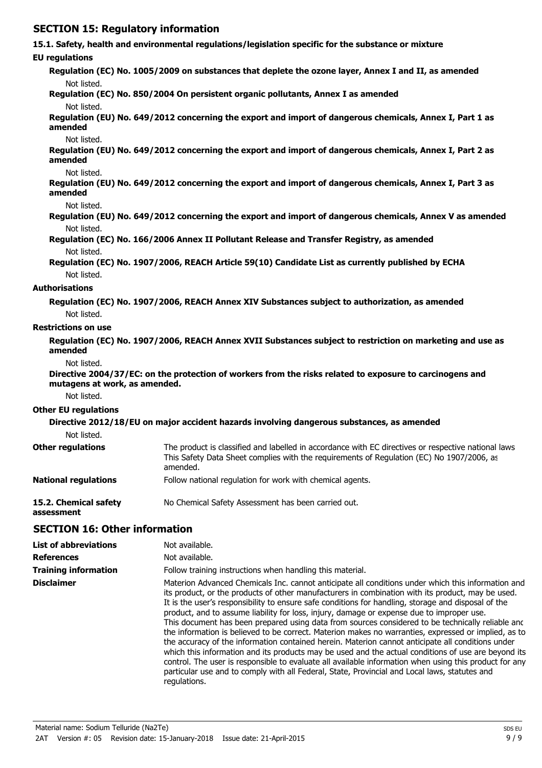## SECTION 15: Regulatory information

### 15.1. Safety, health and environmental regulations/legislation specific for the substance or mixture

**EU regulations**

**Regulation (EC) No. 1005/2009 on substances that deplete the ozone layer, Annex I and II, as amended**

Not listed.

**Regulation (EC) No. 850/2004 On persistent organic pollutants, Annex I as amended**

Not listed.

**Regulation (EU) No. 649/2012 concerning the export and import of dangerous chemicals, Annex I, Part 1 as amended**

Not listed.

**Regulation (EU) No. 649/2012 concerning the export and import of dangerous chemicals, Annex I, Part 2 as amended**

Not listed.

**Regulation (EU) No. 649/2012 concerning the export and import of dangerous chemicals, Annex I, Part 3 as amended**

Not listed.

**Regulation (EU) No. 649/2012 concerning the export and import of dangerous chemicals, Annex V as amended**

Not listed.

**Regulation (EC) No. 166/2006 Annex II Pollutant Release and Transfer Registry, as amended**

Not listed.

**Regulation (EC) No. 1907/2006, REACH Article 59(10) Candidate List as currently published by ECHA**

Not listed.

**Authorisations**

**Regulation (EC) No. 1907/2006, REACH Annex XIV Substances subject to authorization, as amended**

Not listed.

**Restrictions on use**

**Regulation (EC) No. 1907/2006, REACH Annex XVII Substances subject to restriction on marketing and use as amended**

Not listed.

**Directive 2004/37/EC: on the protection of workers from the risks related to exposure to carcinogens and mutagens at work, as amended.**

Not listed.

**Other EU regulations**

**Directive 2012/18/EU on major accident hazards involving dangerous substances, as amended**

Not listed.

**Other regulations** The product is classified and labelled in accordance with EC directives or respective national laws. This Safety Data Sheet complies with the requirements of Regulation (EC) No 1907/2006, as amended.

**National regulations** Follow national regulation for work with chemical agents.

**15.2. Chemical safety assessment** No Chemical Safety Assessment has been carried out.

## SECTION 16: Other information

**List of abbreviations** Not available.

**References** Not available.

**Training information** Follow training instructions when handling this material.

**Disclaimer** Materion Advanced Chemicals Inc. cannot anticipate all conditions under which this information and its product, or the products of other manufacturers in combination with its product, may be used. It is the user's responsibility to ensure safe conditions for handling, storage and disposal of the product, and to assume liability for loss, injury, damage or expense due to improper use. This document has been prepared using data from sources considered to be technically reliable and the information is believed to be correct. Materion makes no warranties, expressed or implied, as to the accuracy of the information contained herein. Materion cannot anticipate all conditions under which this information and its products may be used and the actual conditions of use are beyond its control. The user is responsible to evaluate all available information when using this product for any particular use and to comply with all Federal, State, Provincial and Local laws, statutes and regulations.

Material name: Sodium Telluride ($Na_2Te$)

2AT Version #: 05 Revision date: 15-January-2018 Issue date: 21-April-2015